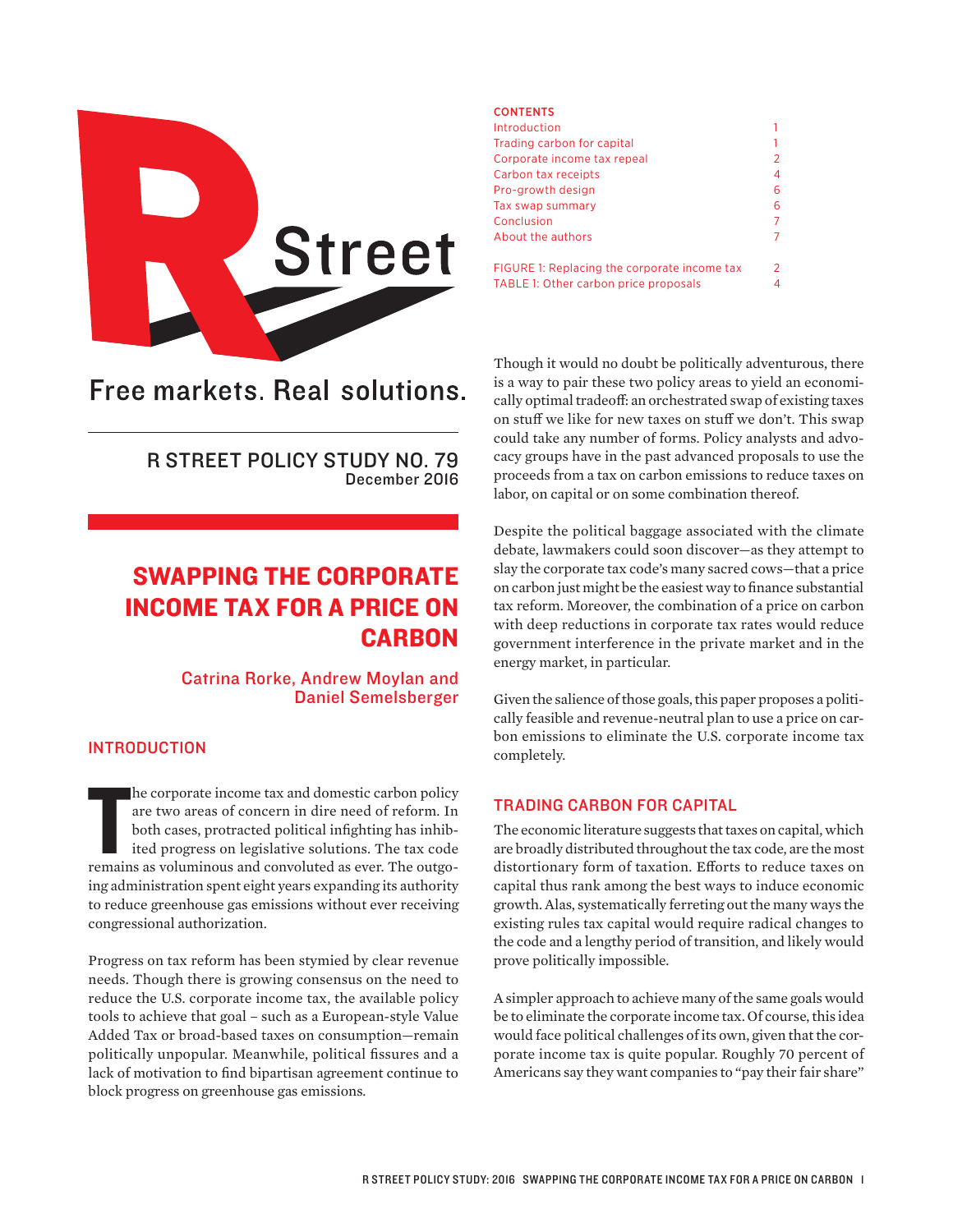R Street

Free markets. Real solutions.

R STREET POLICY STUDY NO. 79
December 2016

# SWAPPING THE CORPORATE INCOME TAX FOR A PRICE ON CARBON

Catrina Rorke, Andrew Moylan and Daniel Semelsberger

**CONTENTS**

| | |
|---|---|
| Introduction | 1 |
| Trading carbon for capital | 1 |
| Corporate income tax repeal | 2 |
| Carbon tax receipts | 4 |
| Pro-growth design | 6 |
| Tax swap summary | 6 |
| Conclusion | 7 |
| About the authors | 7 |
| FIGURE 1: Replacing the corporate income tax | 2 |
| TABLE 1: Other carbon price proposals | 4 |

## INTRODUCTION

The corporate income tax and domestic carbon policy are two areas of concern in dire need of reform. In both cases, protracted political infighting has inhibited progress on legislative solutions. The tax code remains as voluminous and convoluted as ever. The outgoing administration spent eight years expanding its authority to reduce greenhouse gas emissions without ever receiving congressional authorization.

Progress on tax reform has been stymied by clear revenue needs. Though there is growing consensus on the need to reduce the U.S. corporate income tax, the available policy tools to achieve that goal – such as a European-style Value Added Tax or broad-based taxes on consumption—remain politically unpopular. Meanwhile, political fissures and a lack of motivation to find bipartisan agreement continue to block progress on greenhouse gas emissions.

Though it would no doubt be politically adventurous, there is a way to pair these two policy areas to yield an economically optimal tradeoff: an orchestrated swap of existing taxes on stuff we like for new taxes on stuff we don't. This swap could take any number of forms. Policy analysts and advocacy groups have in the past advanced proposals to use the proceeds from a tax on carbon emissions to reduce taxes on labor, on capital or on some combination thereof.

Despite the political baggage associated with the climate debate, lawmakers could soon discover—as they attempt to slay the corporate tax code's many sacred cows—that a price on carbon just might be the easiest way to finance substantial tax reform. Moreover, the combination of a price on carbon with deep reductions in corporate tax rates would reduce government interference in the private market and in the energy market, in particular.

Given the salience of those goals, this paper proposes a politically feasible and revenue-neutral plan to use a price on carbon emissions to eliminate the U.S. corporate income tax completely.

## TRADING CARBON FOR CAPITAL

The economic literature suggests that taxes on capital, which are broadly distributed throughout the tax code, are the most distortionary form of taxation. Efforts to reduce taxes on capital thus rank among the best ways to induce economic growth. Alas, systematically ferreting out the many ways the existing rules tax capital would require radical changes to the code and a lengthy period of transition, and likely would prove politically impossible.

A simpler approach to achieve many of the same goals would be to eliminate the corporate income tax. Of course, this idea would face political challenges of its own, given that the corporate income tax is quite popular. Roughly 70 percent of Americans say they want companies to "pay their fair share"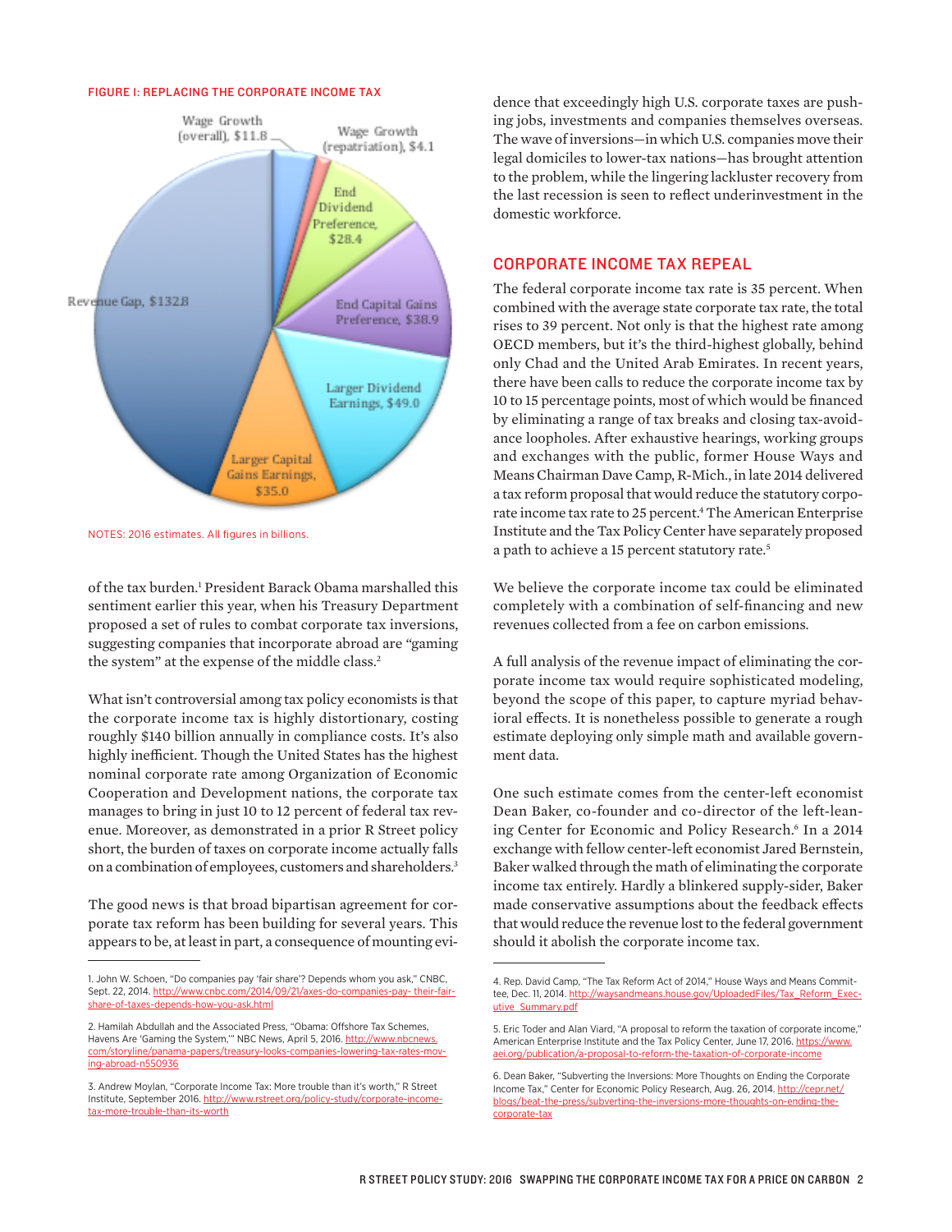**FIGURE I: REPLACING THE CORPORATE INCOME TAX**

Wage Growth (overall), $11.8
Wage Growth (repatriation), $4.1
End Dividend Preference, $28.4
End Capital Gains Preference, $38.9
Larger Dividend Earnings, $49.0
Larger Capital Gains Earnings, $35.0
Revenue Gap, $132.8

NOTES: 2016 estimates. All figures in billions.

of the tax burden.[1] President Barack Obama marshalled this sentiment earlier this year, when his Treasury Department proposed a set of rules to combat corporate tax inversions, suggesting companies that incorporate abroad are "gaming the system" at the expense of the middle class.[2]

What isn't controversial among tax policy economists is that the corporate income tax is highly distortionary, costing roughly $140 billion annually in compliance costs. It's also highly inefficient. Though the United States has the highest nominal corporate rate among Organization of Economic Cooperation and Development nations, the corporate tax manages to bring in just 10 to 12 percent of federal tax revenue. Moreover, as demonstrated in a prior R Street policy short, the burden of taxes on corporate income actually falls on a combination of employees, customers and shareholders.[3]

The good news is that broad bipartisan agreement for corporate tax reform has been building for several years. This appears to be, at least in part, a consequence of mounting evidence that exceedingly high U.S. corporate taxes are pushing jobs, investments and companies themselves overseas. The wave of inversions—in which U.S. companies move their legal domiciles to lower-tax nations—has brought attention to the problem, while the lingering lackluster recovery from the last recession is seen to reflect underinvestment in the domestic workforce.

## CORPORATE INCOME TAX REPEAL

The federal corporate income tax rate is 35 percent. When combined with the average state corporate tax rate, the total rises to 39 percent. Not only is that the highest rate among OECD members, but it's the third-highest globally, behind only Chad and the United Arab Emirates. In recent years, there have been calls to reduce the corporate income tax by 10 to 15 percentage points, most of which would be financed by eliminating a range of tax breaks and closing tax-avoidance loopholes. After exhaustive hearings, working groups and exchanges with the public, former House Ways and Means Chairman Dave Camp, R-Mich., in late 2014 delivered a tax reform proposal that would reduce the statutory corporate income tax rate to 25 percent.[4] The American Enterprise Institute and the Tax Policy Center have separately proposed a path to achieve a 15 percent statutory rate.[5]

We believe the corporate income tax could be eliminated completely with a combination of self-financing and new revenues collected from a fee on carbon emissions.

A full analysis of the revenue impact of eliminating the corporate income tax would require sophisticated modeling, beyond the scope of this paper, to capture myriad behavioral effects. It is nonetheless possible to generate a rough estimate deploying only simple math and available government data.

One such estimate comes from the center-left economist Dean Baker, co-founder and co-director of the left-leaning Center for Economic and Policy Research.[6] In a 2014 exchange with fellow center-left economist Jared Bernstein, Baker walked through the math of eliminating the corporate income tax entirely. Hardly a blinkered supply-sider, Baker made conservative assumptions about the feedback effects that would reduce the revenue lost to the federal government should it abolish the corporate income tax.

---

1. John W. Schoen, "Do companies pay 'fair share'? Depends whom you ask," CNBC, Sept. 22, 2014. http://www.cnbc.com/2014/09/21/axes-do-companies-pay- their-fair-share-of-taxes-depends-how-you-ask.html

2. Hamilah Abdullah and the Associated Press, "Obama: Offshore Tax Schemes, Havens Are 'Gaming the System,'" NBC News, April 5, 2016. http://www.nbcnews.com/storyline/panama-papers/treasury-looks-companies-lowering-tax-rates-moving-abroad-n550936

3. Andrew Moylan, "Corporate Income Tax: More trouble than it's worth," R Street Institute, September 2016. http://www.rstreet.org/policy-study/corporate-income-tax-more-trouble-than-its-worth

4. Rep. David Camp, "The Tax Reform Act of 2014," House Ways and Means Committee, Dec. 11, 2014. http://waysandmeans.house.gov/UploadedFiles/Tax_Reform_Executive_Summary.pdf

5. Eric Toder and Alan Viard, "A proposal to reform the taxation of corporate income," American Enterprise Institute and the Tax Policy Center, June 17, 2016. https://www.aei.org/publication/a-proposal-to-reform-the-taxation-of-corporate-income

6. Dean Baker, "Subverting the Inversions: More Thoughts on Ending the Corporate Income Tax," Center for Economic Policy Research, Aug. 26, 2014. http://cepr.net/blogs/beat-the-press/subverting-the-inversions-more-thoughts-on-ending-the-corporate-tax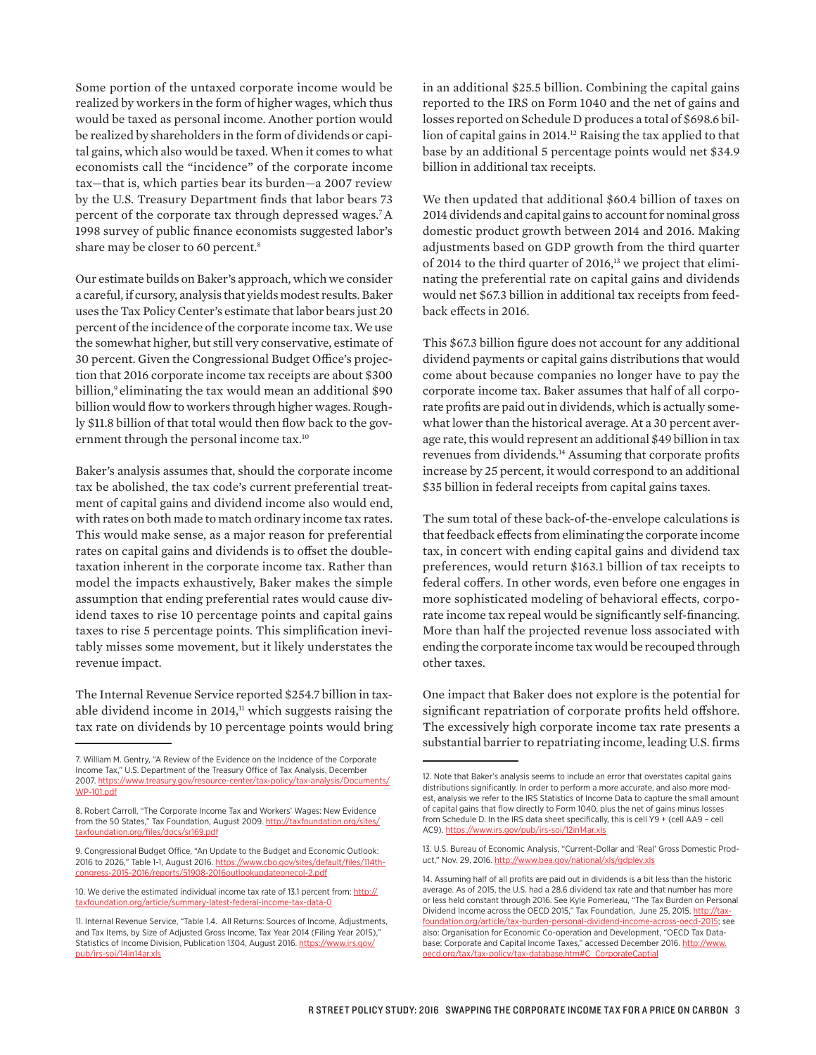Some portion of the untaxed corporate income would be realized by workers in the form of higher wages, which thus would be taxed as personal income. Another portion would be realized by shareholders in the form of dividends or capital gains, which also would be taxed. When it comes to what economists call the "incidence" of the corporate income tax—that is, which parties bear its burden—a 2007 review by the U.S. Treasury Department finds that labor bears 73 percent of the corporate tax through depressed wages.[7] A 1998 survey of public finance economists suggested labor's share may be closer to 60 percent.[8]

Our estimate builds on Baker's approach, which we consider a careful, if cursory, analysis that yields modest results. Baker uses the Tax Policy Center's estimate that labor bears just 20 percent of the incidence of the corporate income tax. We use the somewhat higher, but still very conservative, estimate of 30 percent. Given the Congressional Budget Office's projection that 2016 corporate income tax receipts are about $300 billion,[9] eliminating the tax would mean an additional $90 billion would flow to workers through higher wages. Roughly $11.8 billion of that total would then flow back to the government through the personal income tax.[10]

Baker's analysis assumes that, should the corporate income tax be abolished, the tax code's current preferential treatment of capital gains and dividend income also would end, with rates on both made to match ordinary income tax rates. This would make sense, as a major reason for preferential rates on capital gains and dividends is to offset the double-taxation inherent in the corporate income tax. Rather than model the impacts exhaustively, Baker makes the simple assumption that ending preferential rates would cause dividend taxes to rise 10 percentage points and capital gains taxes to rise 5 percentage points. This simplification inevitably misses some movement, but it likely understates the revenue impact.

The Internal Revenue Service reported $254.7 billion in taxable dividend income in 2014,[11] which suggests raising the tax rate on dividends by 10 percentage points would bring in an additional $25.5 billion. Combining the capital gains reported to the IRS on Form 1040 and the net of gains and losses reported on Schedule D produces a total of $698.6 billion of capital gains in 2014.[12] Raising the tax applied to that base by an additional 5 percentage points would net $34.9 billion in additional tax receipts.

We then updated that additional $60.4 billion of taxes on 2014 dividends and capital gains to account for nominal gross domestic product growth between 2014 and 2016. Making adjustments based on GDP growth from the third quarter of 2014 to the third quarter of 2016,[13] we project that eliminating the preferential rate on capital gains and dividends would net $67.3 billion in additional tax receipts from feedback effects in 2016.

This $67.3 billion figure does not account for any additional dividend payments or capital gains distributions that would come about because companies no longer have to pay the corporate income tax. Baker assumes that half of all corporate profits are paid out in dividends, which is actually somewhat lower than the historical average. At a 30 percent average rate, this would represent an additional $49 billion in tax revenues from dividends.[14] Assuming that corporate profits increase by 25 percent, it would correspond to an additional $35 billion in federal receipts from capital gains taxes.

The sum total of these back-of-the-envelope calculations is that feedback effects from eliminating the corporate income tax, in concert with ending capital gains and dividend tax preferences, would return $163.1 billion of tax receipts to federal coffers. In other words, even before one engages in more sophisticated modeling of behavioral effects, corporate income tax repeal would be significantly self-financing. More than half the projected revenue loss associated with ending the corporate income tax would be recouped through other taxes.

One impact that Baker does not explore is the potential for significant repatriation of corporate profits held offshore. The excessively high corporate income tax rate presents a substantial barrier to repatriating income, leading U.S. firms

---

7. William M. Gentry, "A Review of the Evidence on the Incidence of the Corporate Income Tax," U.S. Department of the Treasury Office of Tax Analysis, December 2007. https://www.treasury.gov/resource-center/tax-policy/tax-analysis/Documents/WP-101.pdf

8. Robert Carroll, "The Corporate Income Tax and Workers' Wages: New Evidence from the 50 States," Tax Foundation, August 2009. http://taxfoundation.org/sites/taxfoundation.org/files/docs/sr169.pdf

9. Congressional Budget Office, "An Update to the Budget and Economic Outlook: 2016 to 2026," Table 1-1, August 2016. https://www.cbo.gov/sites/default/files/114th-congress-2015-2016/reports/51908-2016outlookupdateonecol-2.pdf

10. We derive the estimated individual income tax rate of 13.1 percent from: http://taxfoundation.org/article/summary-latest-federal-income-tax-data-0

11. Internal Revenue Service, "Table 1.4. All Returns: Sources of Income, Adjustments, and Tax Items, by Size of Adjusted Gross Income, Tax Year 2014 (Filing Year 2015)," Statistics of Income Division, Publication 1304, August 2016. https://www.irs.gov/pub/irs-soi/14in14ar.xls

12. Note that Baker's analysis seems to include an error that overstates capital gains distributions significantly. In order to perform a more accurate, and also more modest, analysis we refer to the IRS Statistics of Income Data to capture the small amount of capital gains that flow directly to Form 1040, plus the net of gains minus losses from Schedule D. In the IRS data sheet specifically, this is cell Y9 + (cell AA9 – cell AC9). https://www.irs.gov/pub/irs-soi/12in14ar.xls

13. U.S. Bureau of Economic Analysis, "Current-Dollar and 'Real' Gross Domestic Product," Nov. 29, 2016. http://www.bea.gov/national/xls/gdplev.xls

14. Assuming half of all profits are paid out in dividends is a bit less than the historic average. As of 2015, the U.S. had a 28.6 dividend tax rate and that number has more or less held constant through 2016. See Kyle Pomerleau, "The Tax Burden on Personal Dividend Income across the OECD 2015," Tax Foundation, June 25, 2015. http://taxfoundation.org/article/tax-burden-personal-dividend-income-across-oecd-2015; see also: Organisation for Economic Co-operation and Development, "OECD Tax Database: Corporate and Capital Income Taxes," accessed December 2016. http://www.oecd.org/tax/tax-policy/tax-database.htm#C_CorporateCaptial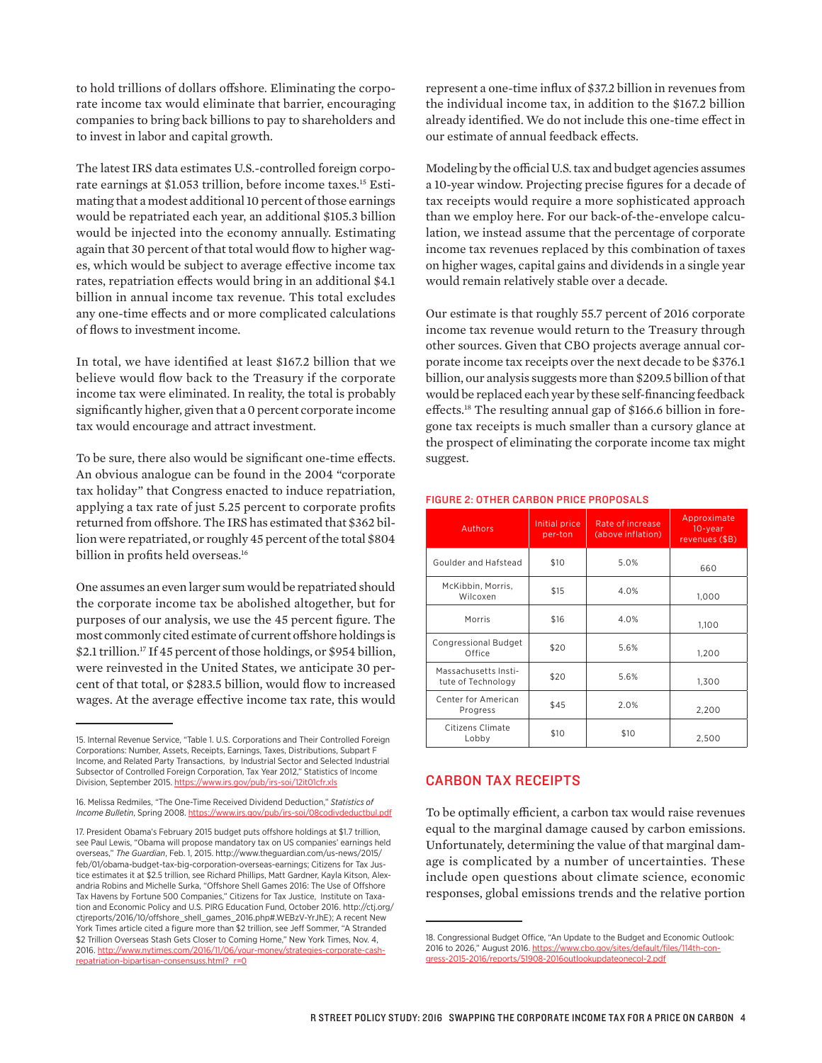to hold trillions of dollars offshore. Eliminating the corporate income tax would eliminate that barrier, encouraging companies to bring back billions to pay to shareholders and to invest in labor and capital growth.

The latest IRS data estimates U.S.-controlled foreign corporate earnings at $1.053 trillion, before income taxes.[15] Estimating that a modest additional 10 percent of those earnings would be repatriated each year, an additional $105.3 billion would be injected into the economy annually. Estimating again that 30 percent of that total would flow to higher wages, which would be subject to average effective income tax rates, repatriation effects would bring in an additional $4.1 billion in annual income tax revenue. This total excludes any one-time effects and or more complicated calculations of flows to investment income.

In total, we have identified at least $167.2 billion that we believe would flow back to the Treasury if the corporate income tax were eliminated. In reality, the total is probably significantly higher, given that a 0 percent corporate income tax would encourage and attract investment.

To be sure, there also would be significant one-time effects. An obvious analogue can be found in the 2004 "corporate tax holiday" that Congress enacted to induce repatriation, applying a tax rate of just 5.25 percent to corporate profits returned from offshore. The IRS has estimated that $362 billion were repatriated, or roughly 45 percent of the total $804 billion in profits held overseas.[16]

One assumes an even larger sum would be repatriated should the corporate income tax be abolished altogether, but for purposes of our analysis, we use the 45 percent figure. The most commonly cited estimate of current offshore holdings is $2.1 trillion.[17] If 45 percent of those holdings, or $954 billion, were reinvested in the United States, we anticipate 30 percent of that total, or $283.5 billion, would flow to increased wages. At the average effective income tax rate, this would represent a one-time influx of $37.2 billion in revenues from the individual income tax, in addition to the $167.2 billion already identified. We do not include this one-time effect in our estimate of annual feedback effects.

Modeling by the official U.S. tax and budget agencies assumes a 10-year window. Projecting precise figures for a decade of tax receipts would require a more sophisticated approach than we employ here. For our back-of-the-envelope calculation, we instead assume that the percentage of corporate income tax revenues replaced by this combination of taxes on higher wages, capital gains and dividends in a single year would remain relatively stable over a decade.

Our estimate is that roughly 55.7 percent of 2016 corporate income tax revenue would return to the Treasury through other sources. Given that CBO projects average annual corporate income tax receipts over the next decade to be $376.1 billion, our analysis suggests more than $209.5 billion of that would be replaced each year by these self-financing feedback effects.[18] The resulting annual gap of $166.6 billion in foregone tax receipts is much smaller than a cursory glance at the prospect of eliminating the corporate income tax might suggest.

FIGURE 2: OTHER CARBON PRICE PROPOSALS

| Authors | Initial price per-ton | Rate of increase (above inflation) | Approximate 10-year revenues ($B) |
|---|---|---|---|
| Goulder and Hafstead | $10 | 5.0% | 660 |
| McKibbin, Morris, Wilcoxen | $15 | 4.0% | 1,000 |
| Morris | $16 | 4.0% | 1,100 |
| Congressional Budget Office | $20 | 5.6% | 1,200 |
| Massachusetts Institute of Technology | $20 | 5.6% | 1,300 |
| Center for American Progress | $45 | 2.0% | 2,200 |
| Citizens Climate Lobby | $10 | $10 | 2,500 |

## CARBON TAX RECEIPTS

To be optimally efficient, a carbon tax would raise revenues equal to the marginal damage caused by carbon emissions. Unfortunately, determining the value of that marginal damage is complicated by a number of uncertainties. These include open questions about climate science, economic responses, global emissions trends and the relative portion

15. Internal Revenue Service, "Table 1. U.S. Corporations and Their Controlled Foreign Corporations: Number, Assets, Receipts, Earnings, Taxes, Distributions, Subpart F Income, and Related Party Transactions, by Industrial Sector and Selected Industrial Subsector of Controlled Foreign Corporation, Tax Year 2012," Statistics of Income Division, September 2015. https://www.irs.gov/pub/irs-soi/12it01cfr.xls

16. Melissa Redmiles, "The One-Time Received Dividend Deduction," *Statistics of Income Bulletin*, Spring 2008. https://www.irs.gov/pub/irs-soi/08codivdeductbul.pdf

17. President Obama's February 2015 budget puts offshore holdings at $1.7 trillion, see Paul Lewis, "Obama will propose mandatory tax on US companies' earnings held overseas," *The Guardian*, Feb. 1, 2015. http://www.theguardian.com/us-news/2015/feb/01/obama-budget-tax-big-corporation-overseas-earnings; Citizens for Tax Justice estimates it at $2.5 trillion, see Richard Phillips, Matt Gardner, Kayla Kitson, Alexandria Robins and Michelle Surka, "Offshore Shell Games 2016: The Use of Offshore Tax Havens by Fortune 500 Companies," Citizens for Tax Justice, Institute on Taxation and Economic Policy and U.S. PIRG Education Fund, October 2016. http://ctj.org/ctjreports/2016/10/offshore_shell_games_2016.php#.WEBzV-YrJhE); A recent New York Times article cited a figure more than $2 trillion, see Jeff Sommer, "A Stranded $2 Trillion Overseas Stash Gets Closer to Coming Home," New York Times, Nov. 4, 2016. http://www.nytimes.com/2016/11/06/your-money/strategies-corporate-cash-repatriation-bipartisan-consensuss.html?_r=0

18. Congressional Budget Office, "An Update to the Budget and Economic Outlook: 2016 to 2026," August 2016. https://www.cbo.gov/sites/default/files/114th-congress-2015-2016/reports/51908-2016outlookupdateonecol-2.pdf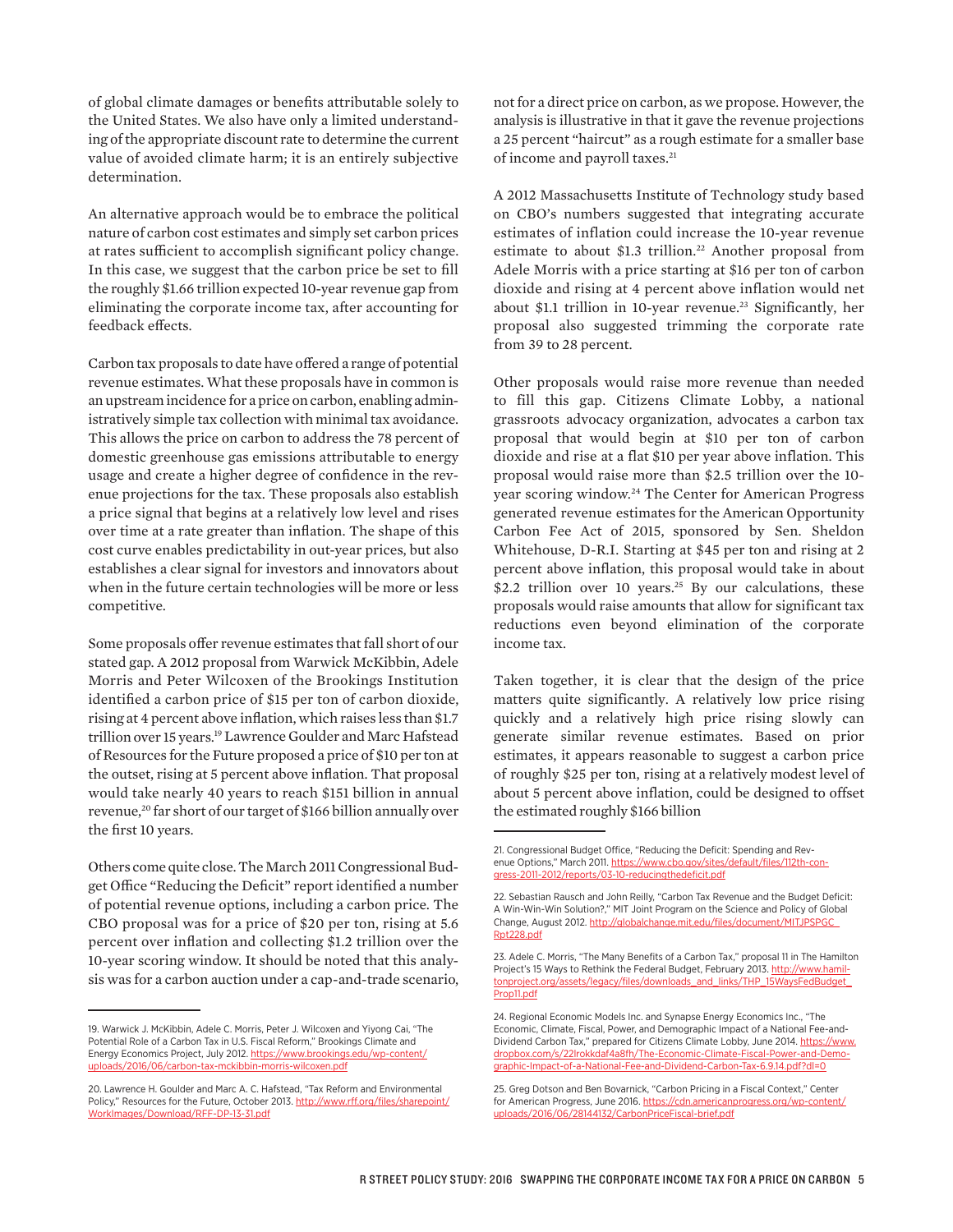of global climate damages or benefits attributable solely to the United States. We also have only a limited understanding of the appropriate discount rate to determine the current value of avoided climate harm; it is an entirely subjective determination.

An alternative approach would be to embrace the political nature of carbon cost estimates and simply set carbon prices at rates sufficient to accomplish significant policy change. In this case, we suggest that the carbon price be set to fill the roughly $1.66 trillion expected 10-year revenue gap from eliminating the corporate income tax, after accounting for feedback effects.

Carbon tax proposals to date have offered a range of potential revenue estimates. What these proposals have in common is an upstream incidence for a price on carbon, enabling administratively simple tax collection with minimal tax avoidance. This allows the price on carbon to address the 78 percent of domestic greenhouse gas emissions attributable to energy usage and create a higher degree of confidence in the revenue projections for the tax. These proposals also establish a price signal that begins at a relatively low level and rises over time at a rate greater than inflation. The shape of this cost curve enables predictability in out-year prices, but also establishes a clear signal for investors and innovators about when in the future certain technologies will be more or less competitive.

Some proposals offer revenue estimates that fall short of our stated gap. A 2012 proposal from Warwick McKibbin, Adele Morris and Peter Wilcoxen of the Brookings Institution identified a carbon price of $15 per ton of carbon dioxide, rising at 4 percent above inflation, which raises less than $1.7 trillion over 15 years.[19] Lawrence Goulder and Marc Hafstead of Resources for the Future proposed a price of $10 per ton at the outset, rising at 5 percent above inflation. That proposal would take nearly 40 years to reach $151 billion in annual revenue,[20] far short of our target of $166 billion annually over the first 10 years.

Others come quite close. The March 2011 Congressional Budget Office "Reducing the Deficit" report identified a number of potential revenue options, including a carbon price. The CBO proposal was for a price of $20 per ton, rising at 5.6 percent over inflation and collecting $1.2 trillion over the 10-year scoring window. It should be noted that this analysis was for a carbon auction under a cap-and-trade scenario, not for a direct price on carbon, as we propose. However, the analysis is illustrative in that it gave the revenue projections a 25 percent "haircut" as a rough estimate for a smaller base of income and payroll taxes.[21]

A 2012 Massachusetts Institute of Technology study based on CBO's numbers suggested that integrating accurate estimates of inflation could increase the 10-year revenue estimate to about $1.3 trillion.[22] Another proposal from Adele Morris with a price starting at $16 per ton of carbon dioxide and rising at 4 percent above inflation would net about $1.1 trillion in 10-year revenue.[23] Significantly, her proposal also suggested trimming the corporate rate from 39 to 28 percent.

Other proposals would raise more revenue than needed to fill this gap. Citizens Climate Lobby, a national grassroots advocacy organization, advocates a carbon tax proposal that would begin at $10 per ton of carbon dioxide and rise at a flat $10 per year above inflation. This proposal would raise more than $2.5 trillion over the 10-year scoring window.[24] The Center for American Progress generated revenue estimates for the American Opportunity Carbon Fee Act of 2015, sponsored by Sen. Sheldon Whitehouse, D-R.I. Starting at $45 per ton and rising at 2 percent above inflation, this proposal would take in about $2.2 trillion over 10 years.[25] By our calculations, these proposals would raise amounts that allow for significant tax reductions even beyond elimination of the corporate income tax.

Taken together, it is clear that the design of the price matters quite significantly. A relatively low price rising quickly and a relatively high price rising slowly can generate similar revenue estimates. Based on prior estimates, it appears reasonable to suggest a carbon price of roughly $25 per ton, rising at a relatively modest level of about 5 percent above inflation, could be designed to offset the estimated roughly $166 billion

---

19. Warwick J. McKibbin, Adele C. Morris, Peter J. Wilcoxen and Yiyong Cai, "The Potential Role of a Carbon Tax in U.S. Fiscal Reform," Brookings Climate and Energy Economics Project, July 2012. https://www.brookings.edu/wp-content/uploads/2016/06/carbon-tax-mckibbin-morris-wilcoxen.pdf

20. Lawrence H. Goulder and Marc A. C. Hafstead, "Tax Reform and Environmental Policy," Resources for the Future, October 2013. http://www.rff.org/files/sharepoint/WorkImages/Download/RFF-DP-13-31.pdf

21. Congressional Budget Office, "Reducing the Deficit: Spending and Revenue Options," March 2011. https://www.cbo.gov/sites/default/files/112th-congress-2011-2012/reports/03-10-reducingthedeficit.pdf

22. Sebastian Rausch and John Reilly, "Carbon Tax Revenue and the Budget Deficit: A Win-Win-Win Solution?," MIT Joint Program on the Science and Policy of Global Change, August 2012. http://globalchange.mit.edu/files/document/MITJPSPGC_Rpt228.pdf

23. Adele C. Morris, "The Many Benefits of a Carbon Tax," proposal 11 in The Hamilton Project's 15 Ways to Rethink the Federal Budget, February 2013. http://www.hamiltonproject.org/assets/legacy/files/downloads_and_links/THP_15WaysFedBudget_Prop11.pdf

24. Regional Economic Models Inc. and Synapse Energy Economics Inc., "The Economic, Climate, Fiscal, Power, and Demographic Impact of a National Fee-and-Dividend Carbon Tax," prepared for Citizens Climate Lobby, June 2014. https://www.dropbox.com/s/22lrokkdaf4a8fh/The-Economic-Climate-Fiscal-Power-and-Demographic-Impact-of-a-National-Fee-and-Dividend-Carbon-Tax-6.9.14.pdf?dl=0

25. Greg Dotson and Ben Bovarnick, "Carbon Pricing in a Fiscal Context," Center for American Progress, June 2016. https://cdn.americanprogress.org/wp-content/uploads/2016/06/28144132/CarbonPriceFiscal-brief.pdf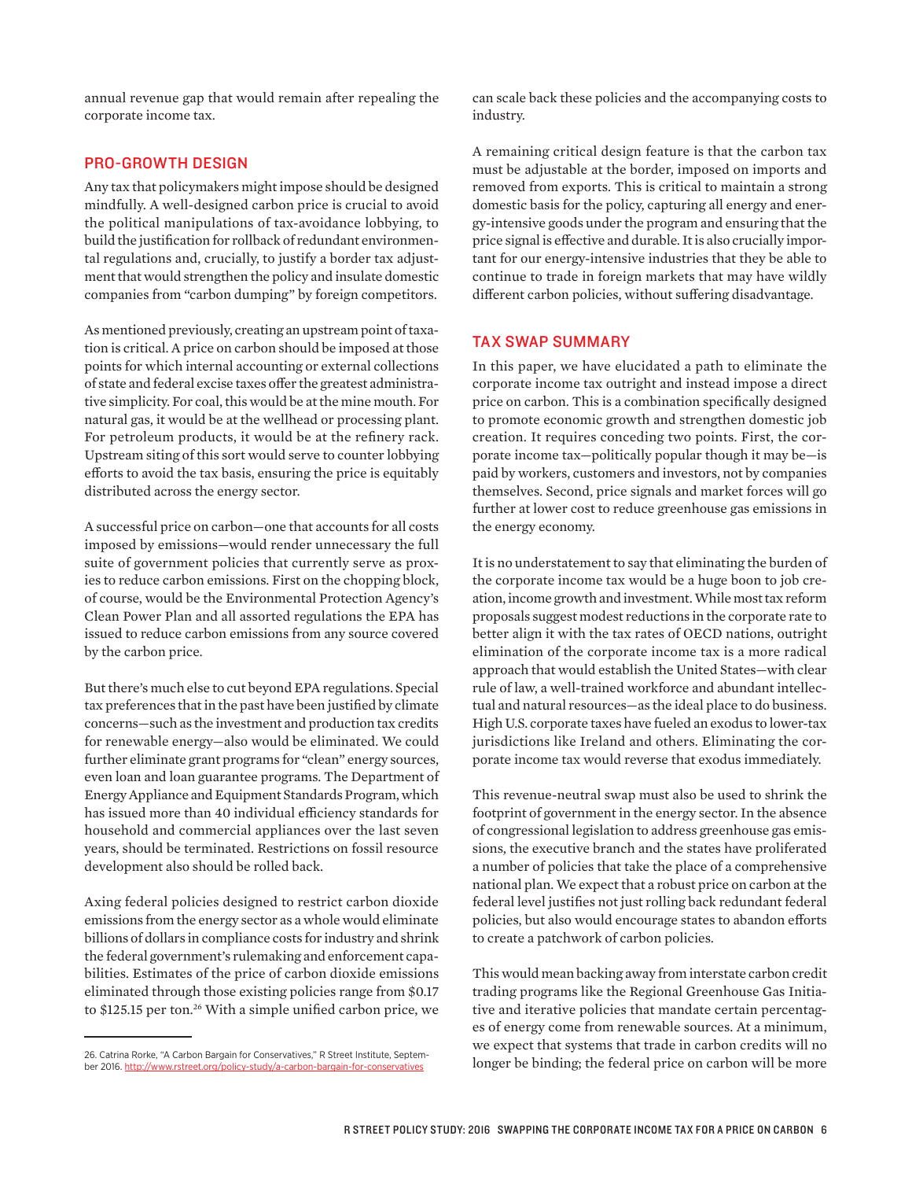annual revenue gap that would remain after repealing the corporate income tax.

## PRO-GROWTH DESIGN

Any tax that policymakers might impose should be designed mindfully. A well-designed carbon price is crucial to avoid the political manipulations of tax-avoidance lobbying, to build the justification for rollback of redundant environmental regulations and, crucially, to justify a border tax adjustment that would strengthen the policy and insulate domestic companies from "carbon dumping" by foreign competitors.

As mentioned previously, creating an upstream point of taxation is critical. A price on carbon should be imposed at those points for which internal accounting or external collections of state and federal excise taxes offer the greatest administrative simplicity. For coal, this would be at the mine mouth. For natural gas, it would be at the wellhead or processing plant. For petroleum products, it would be at the refinery rack. Upstream siting of this sort would serve to counter lobbying efforts to avoid the tax basis, ensuring the price is equitably distributed across the energy sector.

A successful price on carbon—one that accounts for all costs imposed by emissions—would render unnecessary the full suite of government policies that currently serve as proxies to reduce carbon emissions. First on the chopping block, of course, would be the Environmental Protection Agency's Clean Power Plan and all assorted regulations the EPA has issued to reduce carbon emissions from any source covered by the carbon price.

But there's much else to cut beyond EPA regulations. Special tax preferences that in the past have been justified by climate concerns—such as the investment and production tax credits for renewable energy—also would be eliminated. We could further eliminate grant programs for "clean" energy sources, even loan and loan guarantee programs. The Department of Energy Appliance and Equipment Standards Program, which has issued more than 40 individual efficiency standards for household and commercial appliances over the last seven years, should be terminated. Restrictions on fossil resource development also should be rolled back.

Axing federal policies designed to restrict carbon dioxide emissions from the energy sector as a whole would eliminate billions of dollars in compliance costs for industry and shrink the federal government's rulemaking and enforcement capabilities. Estimates of the price of carbon dioxide emissions eliminated through those existing policies range from $0.17 to $125.15 per ton.[26] With a simple unified carbon price, we can scale back these policies and the accompanying costs to industry.

A remaining critical design feature is that the carbon tax must be adjustable at the border, imposed on imports and removed from exports. This is critical to maintain a strong domestic basis for the policy, capturing all energy and energy-intensive goods under the program and ensuring that the price signal is effective and durable. It is also crucially important for our energy-intensive industries that they be able to continue to trade in foreign markets that may have wildly different carbon policies, without suffering disadvantage.

## TAX SWAP SUMMARY

In this paper, we have elucidated a path to eliminate the corporate income tax outright and instead impose a direct price on carbon. This is a combination specifically designed to promote economic growth and strengthen domestic job creation. It requires conceding two points. First, the corporate income tax—politically popular though it may be—is paid by workers, customers and investors, not by companies themselves. Second, price signals and market forces will go further at lower cost to reduce greenhouse gas emissions in the energy economy.

It is no understatement to say that eliminating the burden of the corporate income tax would be a huge boon to job creation, income growth and investment. While most tax reform proposals suggest modest reductions in the corporate rate to better align it with the tax rates of OECD nations, outright elimination of the corporate income tax is a more radical approach that would establish the United States—with clear rule of law, a well-trained workforce and abundant intellectual and natural resources—as the ideal place to do business. High U.S. corporate taxes have fueled an exodus to lower-tax jurisdictions like Ireland and others. Eliminating the corporate income tax would reverse that exodus immediately.

This revenue-neutral swap must also be used to shrink the footprint of government in the energy sector. In the absence of congressional legislation to address greenhouse gas emissions, the executive branch and the states have proliferated a number of policies that take the place of a comprehensive national plan. We expect that a robust price on carbon at the federal level justifies not just rolling back redundant federal policies, but also would encourage states to abandon efforts to create a patchwork of carbon policies.

This would mean backing away from interstate carbon credit trading programs like the Regional Greenhouse Gas Initiative and iterative policies that mandate certain percentages of energy come from renewable sources. At a minimum, we expect that systems that trade in carbon credits will no longer be binding; the federal price on carbon will be more

26. Catrina Rorke, "A Carbon Bargain for Conservatives," R Street Institute, September 2016. http://www.rstreet.org/policy-study/a-carbon-bargain-for-conservatives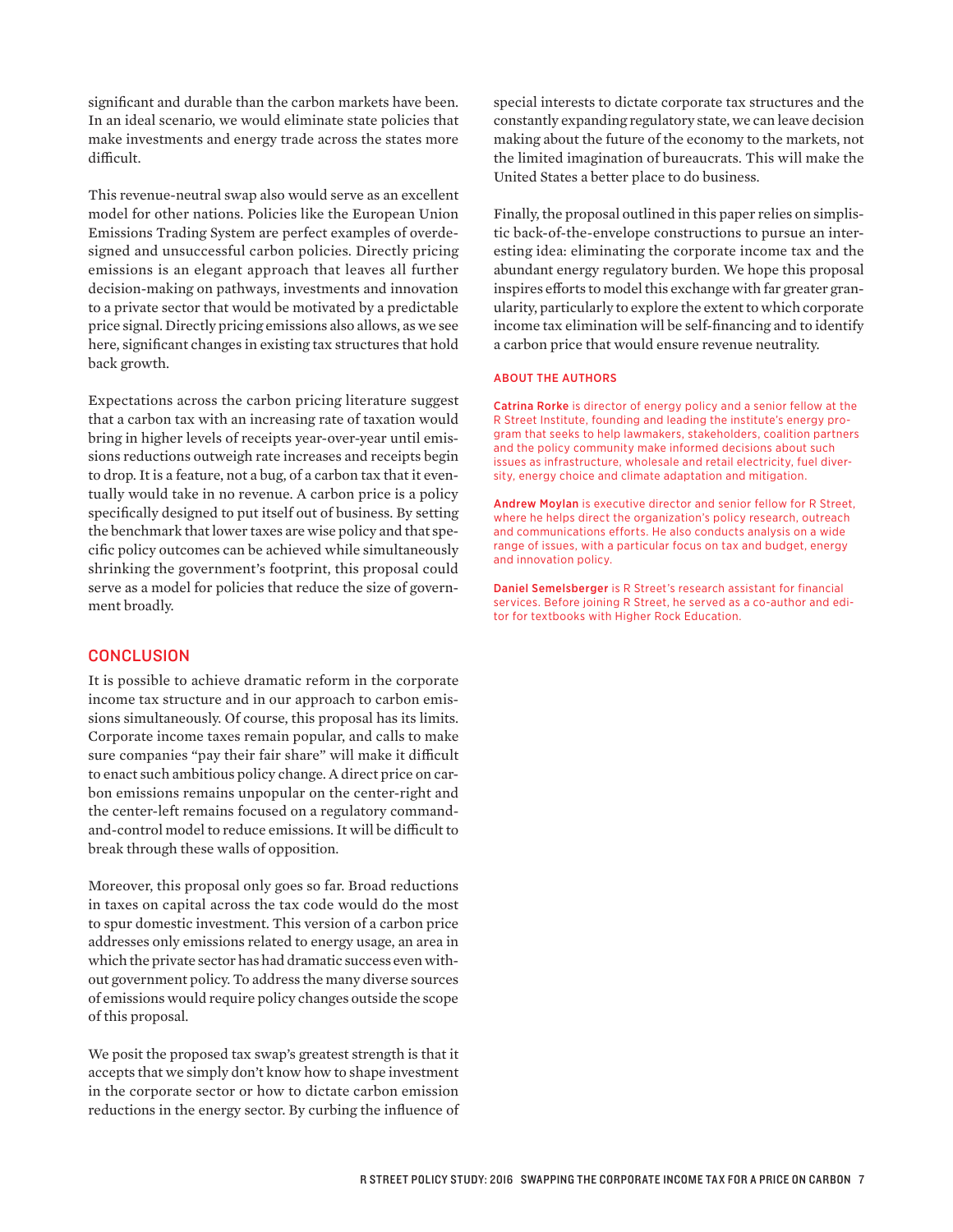significant and durable than the carbon markets have been. In an ideal scenario, we would eliminate state policies that make investments and energy trade across the states more difficult.

This revenue-neutral swap also would serve as an excellent model for other nations. Policies like the European Union Emissions Trading System are perfect examples of overdesigned and unsuccessful carbon policies. Directly pricing emissions is an elegant approach that leaves all further decision-making on pathways, investments and innovation to a private sector that would be motivated by a predictable price signal. Directly pricing emissions also allows, as we see here, significant changes in existing tax structures that hold back growth.

Expectations across the carbon pricing literature suggest that a carbon tax with an increasing rate of taxation would bring in higher levels of receipts year-over-year until emissions reductions outweigh rate increases and receipts begin to drop. It is a feature, not a bug, of a carbon tax that it eventually would take in no revenue. A carbon price is a policy specifically designed to put itself out of business. By setting the benchmark that lower taxes are wise policy and that specific policy outcomes can be achieved while simultaneously shrinking the government's footprint, this proposal could serve as a model for policies that reduce the size of government broadly.

## CONCLUSION

It is possible to achieve dramatic reform in the corporate income tax structure and in our approach to carbon emissions simultaneously. Of course, this proposal has its limits. Corporate income taxes remain popular, and calls to make sure companies "pay their fair share" will make it difficult to enact such ambitious policy change. A direct price on carbon emissions remains unpopular on the center-right and the center-left remains focused on a regulatory command-and-control model to reduce emissions. It will be difficult to break through these walls of opposition.

Moreover, this proposal only goes so far. Broad reductions in taxes on capital across the tax code would do the most to spur domestic investment. This version of a carbon price addresses only emissions related to energy usage, an area in which the private sector has had dramatic success even without government policy. To address the many diverse sources of emissions would require policy changes outside the scope of this proposal.

We posit the proposed tax swap's greatest strength is that it accepts that we simply don't know how to shape investment in the corporate sector or how to dictate carbon emission reductions in the energy sector. By curbing the influence of special interests to dictate corporate tax structures and the constantly expanding regulatory state, we can leave decision making about the future of the economy to the markets, not the limited imagination of bureaucrats. This will make the United States a better place to do business.

Finally, the proposal outlined in this paper relies on simplistic back-of-the-envelope constructions to pursue an interesting idea: eliminating the corporate income tax and the abundant energy regulatory burden. We hope this proposal inspires efforts to model this exchange with far greater granularity, particularly to explore the extent to which corporate income tax elimination will be self-financing and to identify a carbon price that would ensure revenue neutrality.

### ABOUT THE AUTHORS

**Catrina Rorke** is director of energy policy and a senior fellow at the R Street Institute, founding and leading the institute's energy program that seeks to help lawmakers, stakeholders, coalition partners and the policy community make informed decisions about such issues as infrastructure, wholesale and retail electricity, fuel diversity, energy choice and climate adaptation and mitigation.

**Andrew Moylan** is executive director and senior fellow for R Street, where he helps direct the organization's policy research, outreach and communications efforts. He also conducts analysis on a wide range of issues, with a particular focus on tax and budget, energy and innovation policy.

**Daniel Semelsberger** is R Street's research assistant for financial services. Before joining R Street, he served as a co-author and editor for textbooks with Higher Rock Education.